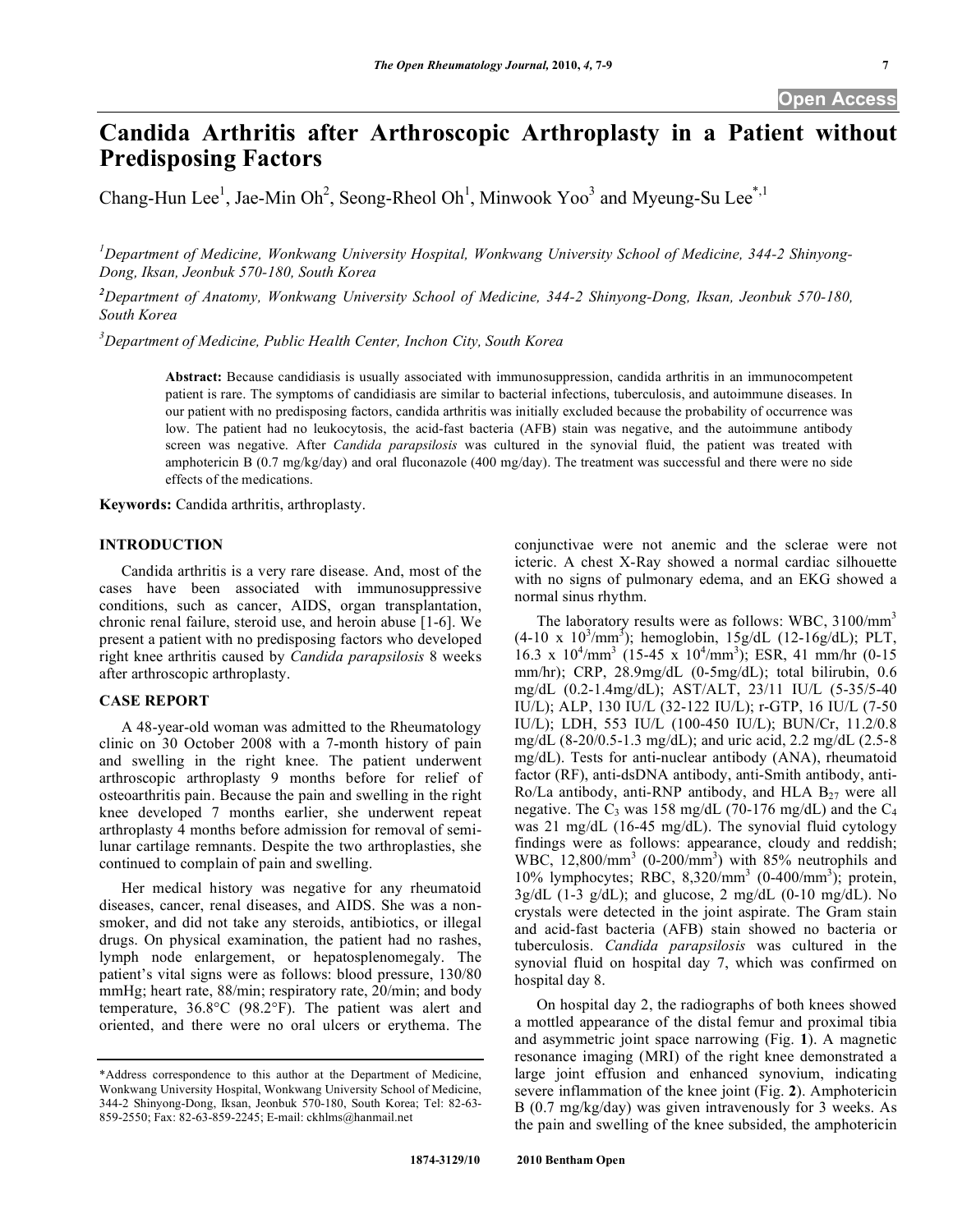# Candida Arthritis after Arthroscopic Arthroplasty in a Patient without Predisposing Factors

Chang-Hun Lee[1], Jae-Min Oh[2], Seong-Rheol Oh[1], Minwook Yoo[3] and Myeung-Su Lee[*,1]

[1]Department of Medicine, Wonkwang University Hospital, Wonkwang University School of Medicine, 344-2 Shinyong-Dong, Iksan, Jeonbuk 570-180, South Korea

[2]Department of Anatomy, Wonkwang University School of Medicine, 344-2 Shinyong-Dong, Iksan, Jeonbuk 570-180, South Korea

[3]Department of Medicine, Public Health Center, Inchon City, South Korea

**Abstract:** Because candidiasis is usually associated with immunosuppression, candida arthritis in an immunocompetent patient is rare. The symptoms of candidiasis are similar to bacterial infections, tuberculosis, and autoimmune diseases. In our patient with no predisposing factors, candida arthritis was initially excluded because the probability of occurrence was low. The patient had no leukocytosis, the acid-fast bacteria (AFB) stain was negative, and the autoimmune antibody screen was negative. After *Candida parapsilosis* was cultured in the synovial fluid, the patient was treated with amphotericin B (0.7 mg/kg/day) and oral fluconazole (400 mg/day). The treatment was successful and there were no side effects of the medications.

**Keywords:** Candida arthritis, arthroplasty.

## INTRODUCTION

Candida arthritis is a very rare disease. And, most of the cases have been associated with immunosuppressive conditions, such as cancer, AIDS, organ transplantation, chronic renal failure, steroid use, and heroin abuse [1-6]. We present a patient with no predisposing factors who developed right knee arthritis caused by *Candida parapsilosis* 8 weeks after arthroscopic arthroplasty.

## CASE REPORT

A 48-year-old woman was admitted to the Rheumatology clinic on 30 October 2008 with a 7-month history of pain and swelling in the right knee. The patient underwent arthroscopic arthroplasty 9 months before for relief of osteoarthritis pain. Because the pain and swelling in the right knee developed 7 months earlier, she underwent repeat arthroplasty 4 months before admission for removal of semi-lunar cartilage remnants. Despite the two arthroplasties, she continued to complain of pain and swelling.

Her medical history was negative for any rheumatoid diseases, cancer, renal diseases, and AIDS. She was a non-smoker, and did not take any steroids, antibiotics, or illegal drugs. On physical examination, the patient had no rashes, lymph node enlargement, or hepatosplenomegaly. The patient's vital signs were as follows: blood pressure, 130/80 mmHg; heart rate, 88/min; respiratory rate, 20/min; and body temperature, 36.8°C (98.2°F). The patient was alert and oriented, and there were no oral ulcers or erythema. The conjunctivae were not anemic and the sclerae were not icteric. A chest X-Ray showed a normal cardiac silhouette with no signs of pulmonary edema, and an EKG showed a normal sinus rhythm.

The laboratory results were as follows: WBC, 3100/mm$^3$ (4-10 x 10$^3$/mm$^3$); hemoglobin, 15g/dL (12-16g/dL); PLT, 16.3 x 10$^4$/mm$^3$ (15-45 x 10$^4$/mm$^3$); ESR, 41 mm/hr (0-15 mm/hr); CRP, 28.9mg/dL (0-5mg/dL); total bilirubin, 0.6 mg/dL (0.2-1.4mg/dL); AST/ALT, 23/11 IU/L (5-35/5-40 IU/L); ALP, 130 IU/L (32-122 IU/L); r-GTP, 16 IU/L (7-50 IU/L); LDH, 553 IU/L (100-450 IU/L); BUN/Cr, 11.2/0.8 mg/dL (8-20/0.5-1.3 mg/dL); and uric acid, 2.2 mg/dL (2.5-8 mg/dL). Tests for anti-nuclear antibody (ANA), rheumatoid factor (RF), anti-dsDNA antibody, anti-Smith antibody, anti-Ro/La antibody, anti-RNP antibody, and HLA $B_{27}$ were all negative. The $C_3$ was 158 mg/dL (70-176 mg/dL) and the $C_4$ was 21 mg/dL (16-45 mg/dL). The synovial fluid cytology findings were as follows: appearance, cloudy and reddish; WBC, 12,800/mm$^3$ (0-200/mm$^3$) with 85% neutrophils and 10% lymphocytes; RBC, 8,320/mm$^3$ (0-400/mm$^3$); protein, 3g/dL (1-3 g/dL); and glucose, 2 mg/dL (0-10 mg/dL). No crystals were detected in the joint aspirate. The Gram stain and acid-fast bacteria (AFB) stain showed no bacteria or tuberculosis. *Candida parapsilosis* was cultured in the synovial fluid on hospital day 7, which was confirmed on hospital day 8.

On hospital day 2, the radiographs of both knees showed a mottled appearance of the distal femur and proximal tibia and asymmetric joint space narrowing (Fig. **1**). A magnetic resonance imaging (MRI) of the right knee demonstrated a large joint effusion and enhanced synovium, indicating severe inflammation of the knee joint (Fig. **2**). Amphotericin B (0.7 mg/kg/day) was given intravenously for 3 weeks. As the pain and swelling of the knee subsided, the amphotericin

*Address correspondence to this author at the Department of Medicine, Wonkwang University Hospital, Wonkwang University School of Medicine, 344-2 Shinyong-Dong, Iksan, Jeonbuk 570-180, South Korea; Tel: 82-63-859-2550; Fax: 82-63-859-2245; E-mail: ckhlms@hanmail.net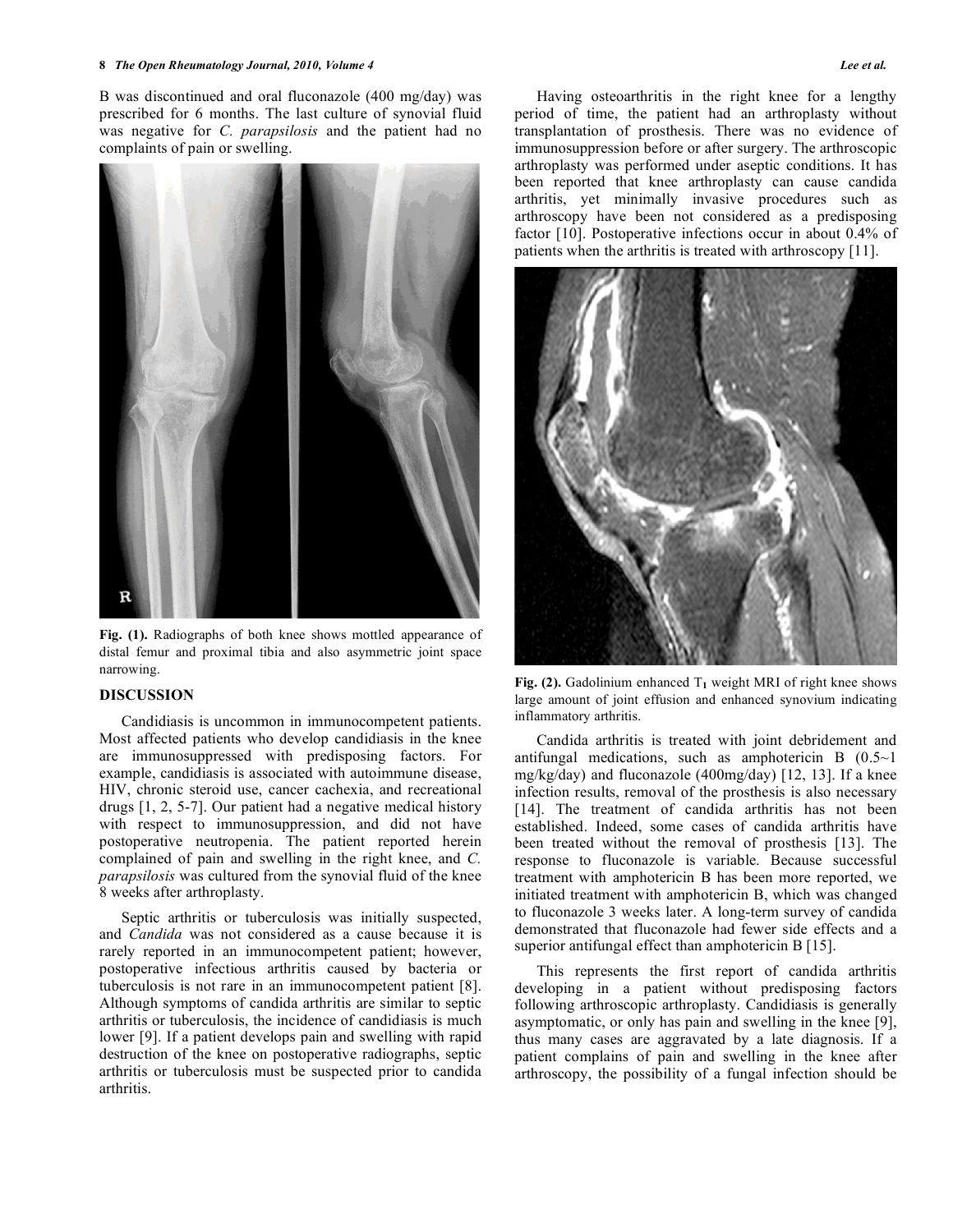B was discontinued and oral fluconazole (400 mg/day) was prescribed for 6 months. The last culture of synovial fluid was negative for *C. parapsilosis* and the patient had no complaints of pain or swelling.

**Fig. (1).** Radiographs of both knee shows mottled appearance of distal femur and proximal tibia and also asymmetric joint space narrowing.

## DISCUSSION

Candidiasis is uncommon in immunocompetent patients. Most affected patients who develop candidiasis in the knee are immunosuppressed with predisposing factors. For example, candidiasis is associated with autoimmune disease, HIV, chronic steroid use, cancer cachexia, and recreational drugs [1, 2, 5-7]. Our patient had a negative medical history with respect to immunosuppression, and did not have postoperative neutropenia. The patient reported herein complained of pain and swelling in the right knee, and *C. parapsilosis* was cultured from the synovial fluid of the knee 8 weeks after arthroplasty.

Septic arthritis or tuberculosis was initially suspected, and *Candida* was not considered as a cause because it is rarely reported in an immunocompetent patient; however, postoperative infectious arthritis caused by bacteria or tuberculosis is not rare in an immunocompetent patient [8]. Although symptoms of candida arthritis are similar to septic arthritis or tuberculosis, the incidence of candidiasis is much lower [9]. If a patient develops pain and swelling with rapid destruction of the knee on postoperative radiographs, septic arthritis or tuberculosis must be suspected prior to candida arthritis.

Having osteoarthritis in the right knee for a lengthy period of time, the patient had an arthroplasty without transplantation of prosthesis. There was no evidence of immunosuppression before or after surgery. The arthroscopic arthroplasty was performed under aseptic conditions. It has been reported that knee arthroplasty can cause candida arthritis, yet minimally invasive procedures such as arthroscopy have been not considered as a predisposing factor [10]. Postoperative infections occur in about 0.4% of patients when the arthritis is treated with arthroscopy [11].

**Fig. (2).** Gadolinium enhanced $T_1$ weight MRI of right knee shows large amount of joint effusion and enhanced synovium indicating inflammatory arthritis.

Candida arthritis is treated with joint debridement and antifungal medications, such as amphotericin B (0.5~1 mg/kg/day) and fluconazole (400mg/day) [12, 13]. If a knee infection results, removal of the prosthesis is also necessary [14]. The treatment of candida arthritis has not been established. Indeed, some cases of candida arthritis have been treated without the removal of prosthesis [13]. The response to fluconazole is variable. Because successful treatment with amphotericin B has been more reported, we initiated treatment with amphotericin B, which was changed to fluconazole 3 weeks later. A long-term survey of candida demonstrated that fluconazole had fewer side effects and a superior antifungal effect than amphotericin B [15].

This represents the first report of candida arthritis developing in a patient without predisposing factors following arthroscopic arthroplasty. Candidiasis is generally asymptomatic, or only has pain and swelling in the knee [9], thus many cases are aggravated by a late diagnosis. If a patient complains of pain and swelling in the knee after arthroscopy, the possibility of a fungal infection should be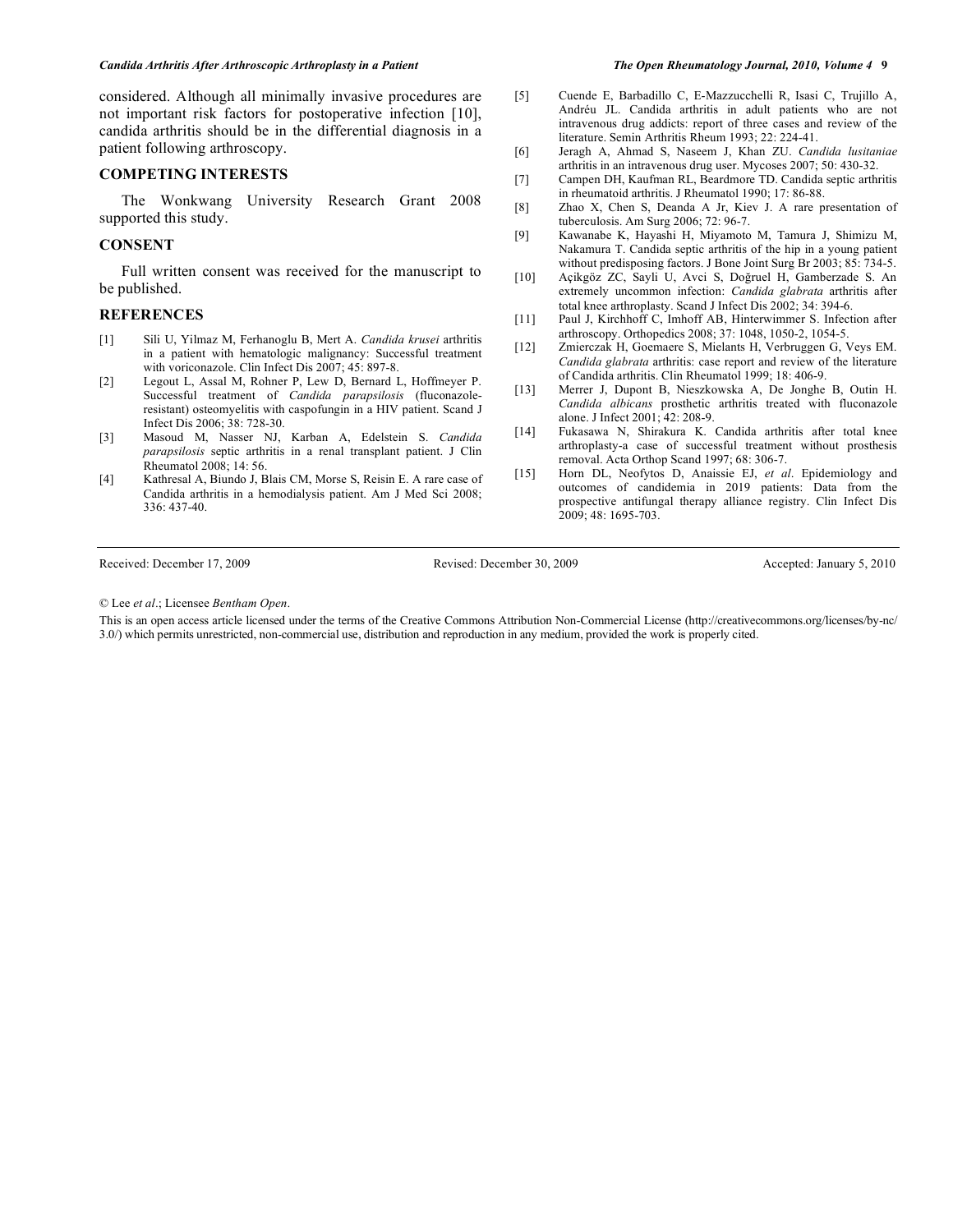considered. Although all minimally invasive procedures are not important risk factors for postoperative infection [10], candida arthritis should be in the differential diagnosis in a patient following arthroscopy.

## COMPETING INTERESTS

The Wonkwang University Research Grant 2008 supported this study.

## CONSENT

Full written consent was received for the manuscript to be published.

## REFERENCES

[1] Sili U, Yilmaz M, Ferhanoglu B, Mert A. *Candida krusei* arthritis in a patient with hematologic malignancy: Successful treatment with voriconazole. Clin Infect Dis 2007; 45: 897-8.

[2] Legout L, Assal M, Rohner P, Lew D, Bernard L, Hoffmeyer P. Successful treatment of *Candida parapsilosis* (fluconazole-resistant) osteomyelitis with caspofungin in a HIV patient. Scand J Infect Dis 2006; 38: 728-30.

[3] Masoud M, Nasser NJ, Karban A, Edelstein S. *Candida parapsilosis* septic arthritis in a renal transplant patient. J Clin Rheumatol 2008; 14: 56.

[4] Kathresal A, Biundo J, Blais CM, Morse S, Reisin E. A rare case of Candida arthritis in a hemodialysis patient. Am J Med Sci 2008; 336: 437-40.

[5] Cuende E, Barbadillo C, E-Mazzucchelli R, Isasi C, Trujillo A, Andréu JL. Candida arthritis in adult patients who are not intravenous drug addicts: report of three cases and review of the literature. Semin Arthritis Rheum 1993; 22: 224-41.

[6] Jeragh A, Ahmad S, Naseem J, Khan ZU. *Candida lusitaniae* arthritis in an intravenous drug user. Mycoses 2007; 50: 430-32.

[7] Campen DH, Kaufman RL, Beardmore TD. Candida septic arthritis in rheumatoid arthritis. J Rheumatol 1990; 17: 86-88.

[8] Zhao X, Chen S, Deanda A Jr, Kiev J. A rare presentation of tuberculosis. Am Surg 2006; 72: 96-7.

[9] Kawanabe K, Hayashi H, Miyamoto M, Tamura J, Shimizu M, Nakamura T. Candida septic arthritis of the hip in a young patient without predisposing factors. J Bone Joint Surg Br 2003; 85: 734-5.

[10] Açikgöz ZC, Sayli U, Avci S, Doğruel H, Gamberzade S. An extremely uncommon infection: *Candida glabrata* arthritis after total knee arthroplasty. Scand J Infect Dis 2002; 34: 394-6.

[11] Paul J, Kirchhoff C, Imhoff AB, Hinterwimmer S. Infection after arthroscopy. Orthopedics 2008; 37: 1048, 1050-2, 1054-5.

[12] Zmierczak H, Goemaere S, Mielants H, Verbruggen G, Veys EM. *Candida glabrata* arthritis: case report and review of the literature of Candida arthritis. Clin Rheumatol 1999; 18: 406-9.

[13] Merrer J, Dupont B, Nieszkowska A, De Jonghe B, Outin H. *Candida albicans* prosthetic arthritis treated with fluconazole alone. J Infect 2001; 42: 208-9.

[14] Fukasawa N, Shirakura K. Candida arthritis after total knee arthroplasty-a case of successful treatment without prosthesis removal. Acta Orthop Scand 1997; 68: 306-7.

[15] Horn DL, Neofytos D, Anaissie EJ, *et al*. Epidemiology and outcomes of candidemia in 2019 patients: Data from the prospective antifungal therapy alliance registry. Clin Infect Dis 2009; 48: 1695-703.

Received: December 17, 2009 Revised: December 30, 2009 Accepted: January 5, 2010

© Lee *et al*.; Licensee *Bentham Open*.

This is an open access article licensed under the terms of the Creative Commons Attribution Non-Commercial License (http://creativecommons.org/licenses/by-nc/3.0/) which permits unrestricted, non-commercial use, distribution and reproduction in any medium, provided the work is properly cited.